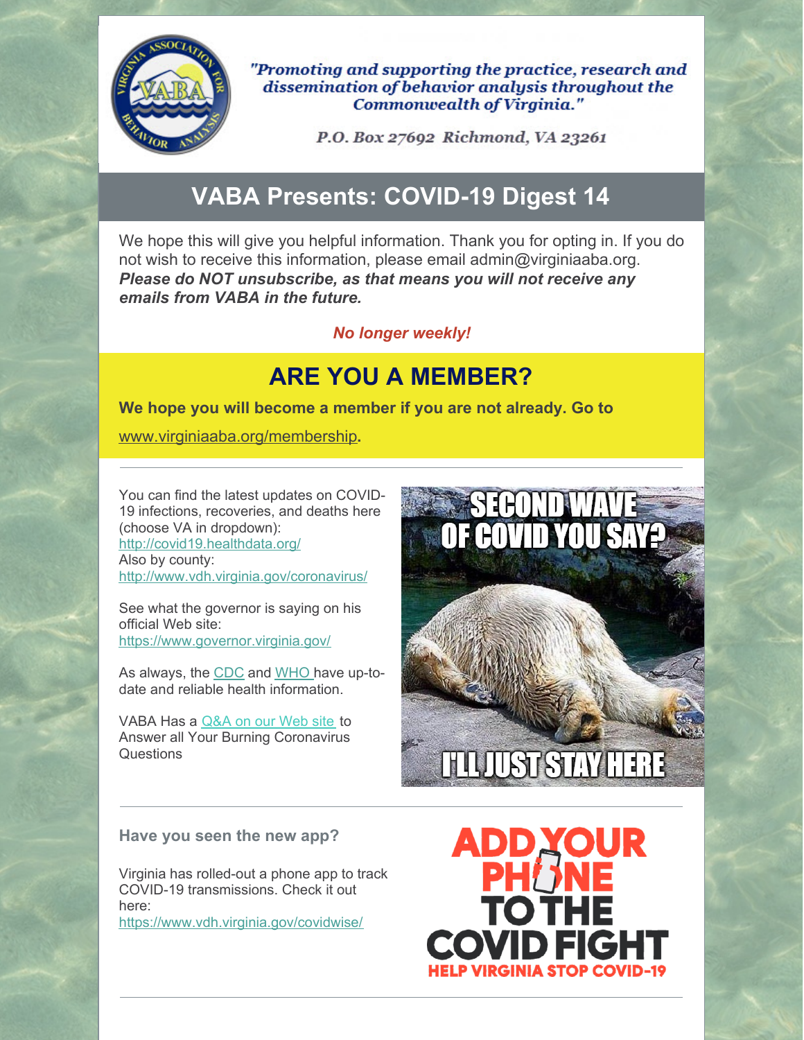"Promoting and supporting the practice, research and dissemination of behavior analysis throughout the Commonwealth of Virginia."

P.O. Box 27692 Richmond, VA 23261

# VABA Presents: COVID-19 Digest 14

We hope this will give you helpful information. Thank you for opting in. If you do not wish to receive this information, please email admin@virginiaaba.org. ***Please do NOT unsubscribe, as that means you will not receive any emails from VABA in the future.***

***No longer weekly!***

## ARE YOU A MEMBER?

**We hope you will become a member if you are not already. Go to**

www.virginiaaba.org/membership**.**

---

You can find the latest updates on COVID-19 infections, recoveries, and deaths here (choose VA in dropdown): http://covid19.healthdata.org/
Also by county: http://www.vdh.virginia.gov/coronavirus/

See what the governor is saying on his official Web site: https://www.governor.virginia.gov/

As always, the CDC and WHO have up-to-date and reliable health information.

VABA Has a Q&A on our Web site to Answer all Your Burning Coronavirus Questions

SECOND WAVE OF COVID YOU SAY?

I'LL JUST STAY HERE

---

**Have you seen the new app?**

Virginia has rolled-out a phone app to track COVID-19 transmissions. Check it out here: https://www.vdh.virginia.gov/covidwise/

ADD YOUR PHONE TO THE COVID FIGHT

HELP VIRGINIA STOP COVID-19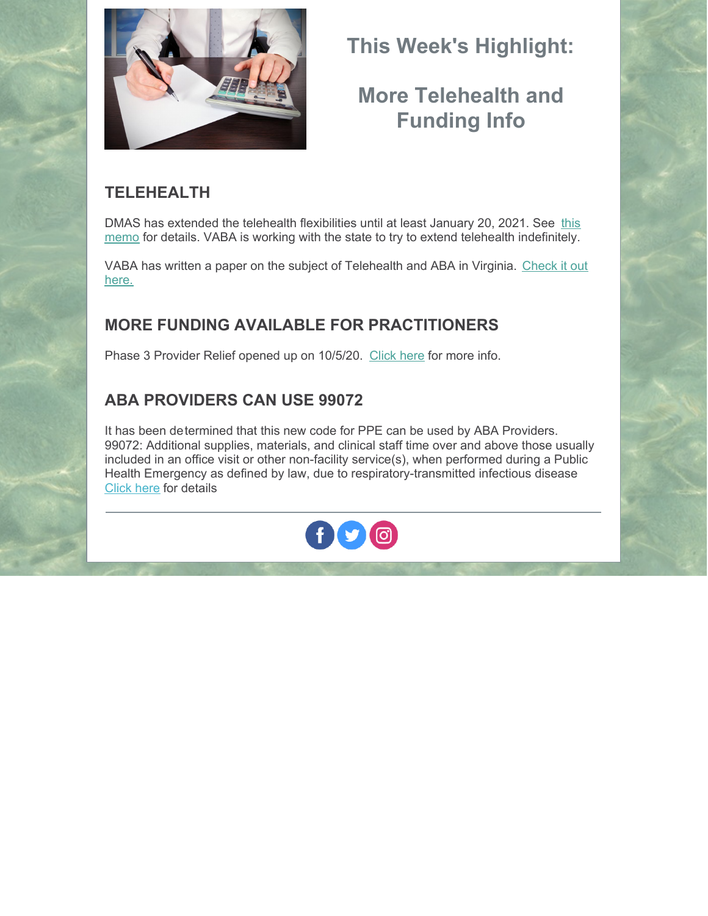## This Week's Highlight:

## More Telehealth and Funding Info

### TELEHEALTH

DMAS has extended the telehealth flexibilities until at least January 20, 2021. See this memo for details. VABA is working with the state to try to extend telehealth indefinitely.

VABA has written a paper on the subject of Telehealth and ABA in Virginia. Check it out here.

### MORE FUNDING AVAILABLE FOR PRACTITIONERS

Phase 3 Provider Relief opened up on 10/5/20. Click here for more info.

### ABA PROVIDERS CAN USE 99072

It has been determined that this new code for PPE can be used by ABA Providers. 99072: Additional supplies, materials, and clinical staff time over and above those usually included in an office visit or other non-facility service(s), when performed during a Public Health Emergency as defined by law, due to respiratory-transmitted infectious disease Click here for details